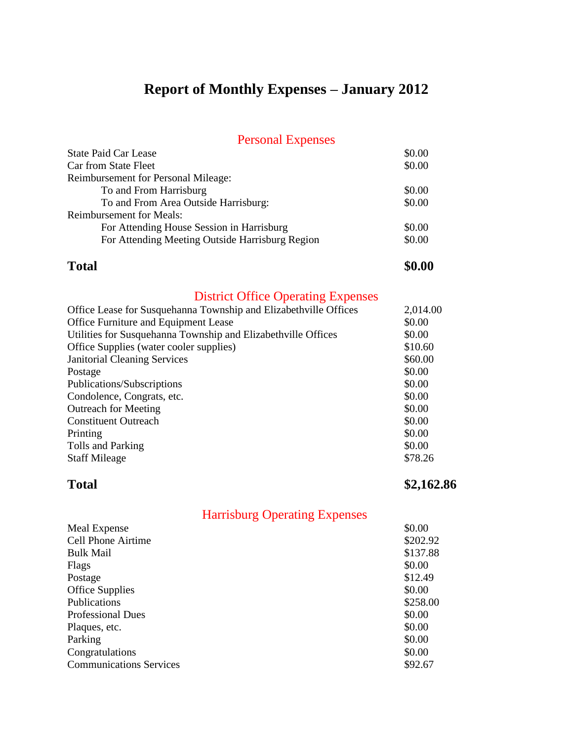# Report of Monthly Expenses – January 2012

## Personal Expenses

| | |
|---|---|
| State Paid Car Lease | $0.00 |
| Car from State Fleet | $0.00 |
| Reimbursement for Personal Mileage: | |
| To and From Harrisburg | $0.00 |
| To and From Area Outside Harrisburg: | $0.00 |
| Reimbursement for Meals: | |
| For Attending House Session in Harrisburg | $0.00 |
| For Attending Meeting Outside Harrisburg Region | $0.00 |
| **Total** | **$0.00** |

## District Office Operating Expenses

| | |
|---|---|
| Office Lease for Susquehanna Township and Elizabethville Offices | 2,014.00 |
| Office Furniture and Equipment Lease | $0.00 |
| Utilities for Susquehanna Township and Elizabethville Offices | $0.00 |
| Office Supplies (water cooler supplies) | $10.60 |
| Janitorial Cleaning Services | $60.00 |
| Postage | $0.00 |
| Publications/Subscriptions | $0.00 |
| Condolence, Congrats, etc. | $0.00 |
| Outreach for Meeting | $0.00 |
| Constituent Outreach | $0.00 |
| Printing | $0.00 |
| Tolls and Parking | $0.00 |
| Staff Mileage | $78.26 |
| **Total** | **$2,162.86** |

## Harrisburg Operating Expenses

| | |
|---|---|
| Meal Expense | $0.00 |
| Cell Phone Airtime | $202.92 |
| Bulk Mail | $137.88 |
| Flags | $0.00 |
| Postage | $12.49 |
| Office Supplies | $0.00 |
| Publications | $258.00 |
| Professional Dues | $0.00 |
| Plaques, etc. | $0.00 |
| Parking | $0.00 |
| Congratulations | $0.00 |
| Communications Services | $92.67 |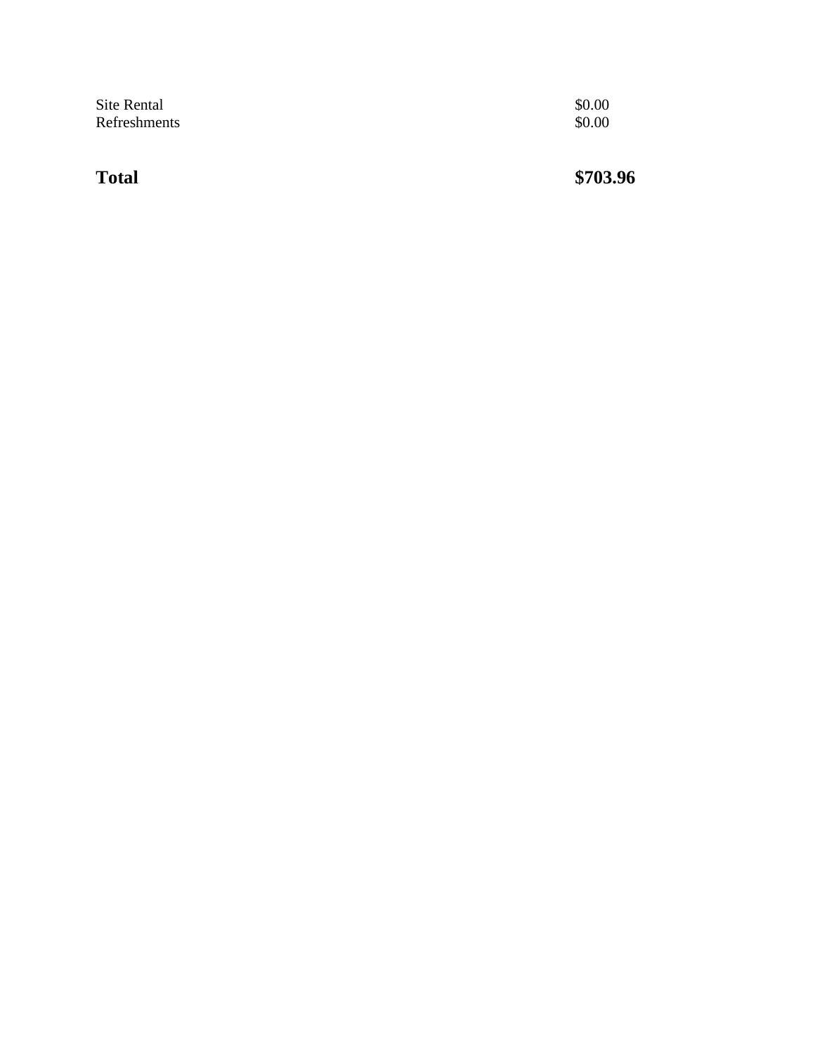| | |
|---|---|
| Site Rental | $0.00 |
| Refreshments | $0.00 |
| **Total** | **$703.96** |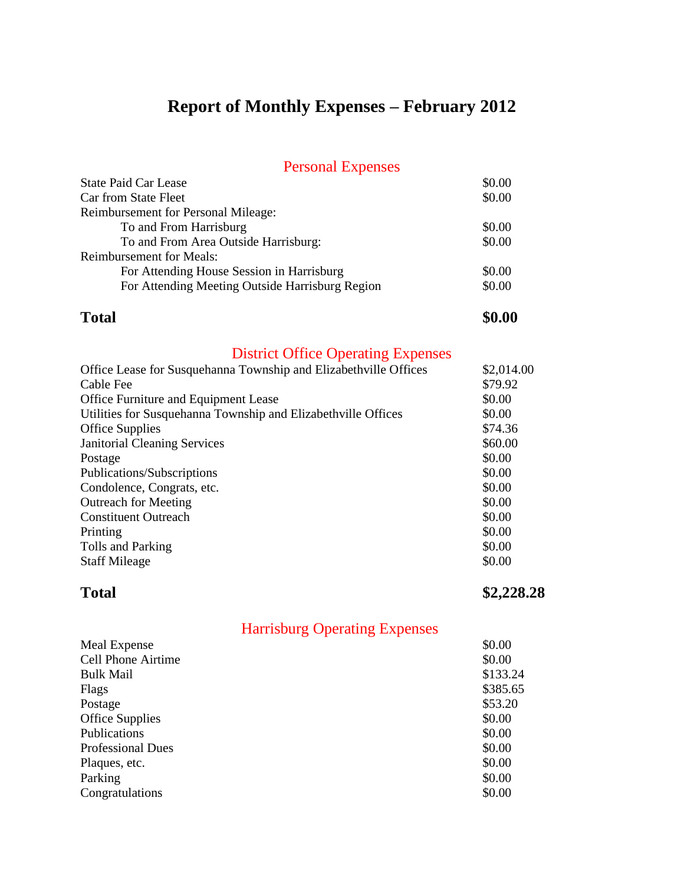# Report of Monthly Expenses – February 2012

## Personal Expenses

| | |
|---|---|
| State Paid Car Lease | $0.00 |
| Car from State Fleet | $0.00 |
| Reimbursement for Personal Mileage: | |
| To and From Harrisburg | $0.00 |
| To and From Area Outside Harrisburg: | $0.00 |
| Reimbursement for Meals: | |
| For Attending House Session in Harrisburg | $0.00 |
| For Attending Meeting Outside Harrisburg Region | $0.00 |
| **Total** | **$0.00** |

## District Office Operating Expenses

| | |
|---|---|
| Office Lease for Susquehanna Township and Elizabethville Offices | $2,014.00 |
| Cable Fee | $79.92 |
| Office Furniture and Equipment Lease | $0.00 |
| Utilities for Susquehanna Township and Elizabethville Offices | $0.00 |
| Office Supplies | $74.36 |
| Janitorial Cleaning Services | $60.00 |
| Postage | $0.00 |
| Publications/Subscriptions | $0.00 |
| Condolence, Congrats, etc. | $0.00 |
| Outreach for Meeting | $0.00 |
| Constituent Outreach | $0.00 |
| Printing | $0.00 |
| Tolls and Parking | $0.00 |
| Staff Mileage | $0.00 |
| **Total** | **$2,228.28** |

## Harrisburg Operating Expenses

| | |
|---|---|
| Meal Expense | $0.00 |
| Cell Phone Airtime | $0.00 |
| Bulk Mail | $133.24 |
| Flags | $385.65 |
| Postage | $53.20 |
| Office Supplies | $0.00 |
| Publications | $0.00 |
| Professional Dues | $0.00 |
| Plaques, etc. | $0.00 |
| Parking | $0.00 |
| Congratulations | $0.00 |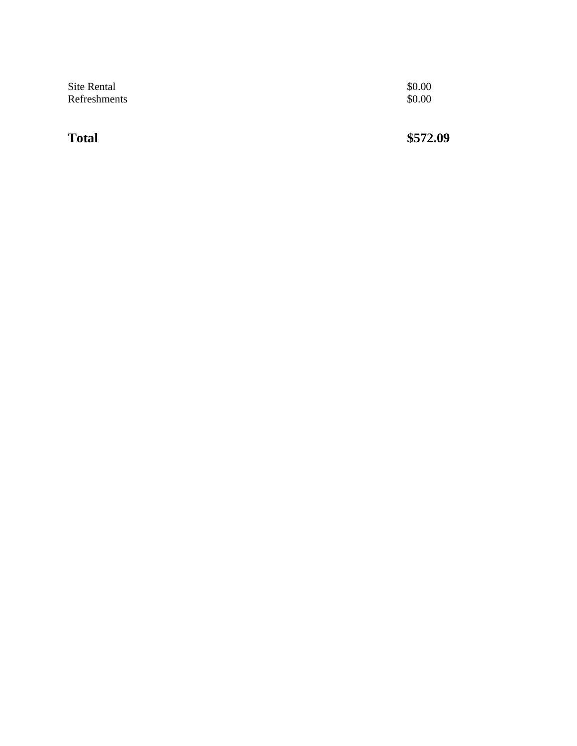| | |
|---|---|
| Site Rental | $0.00 |
| Refreshments | $0.00 |
| **Total** | **$572.09** |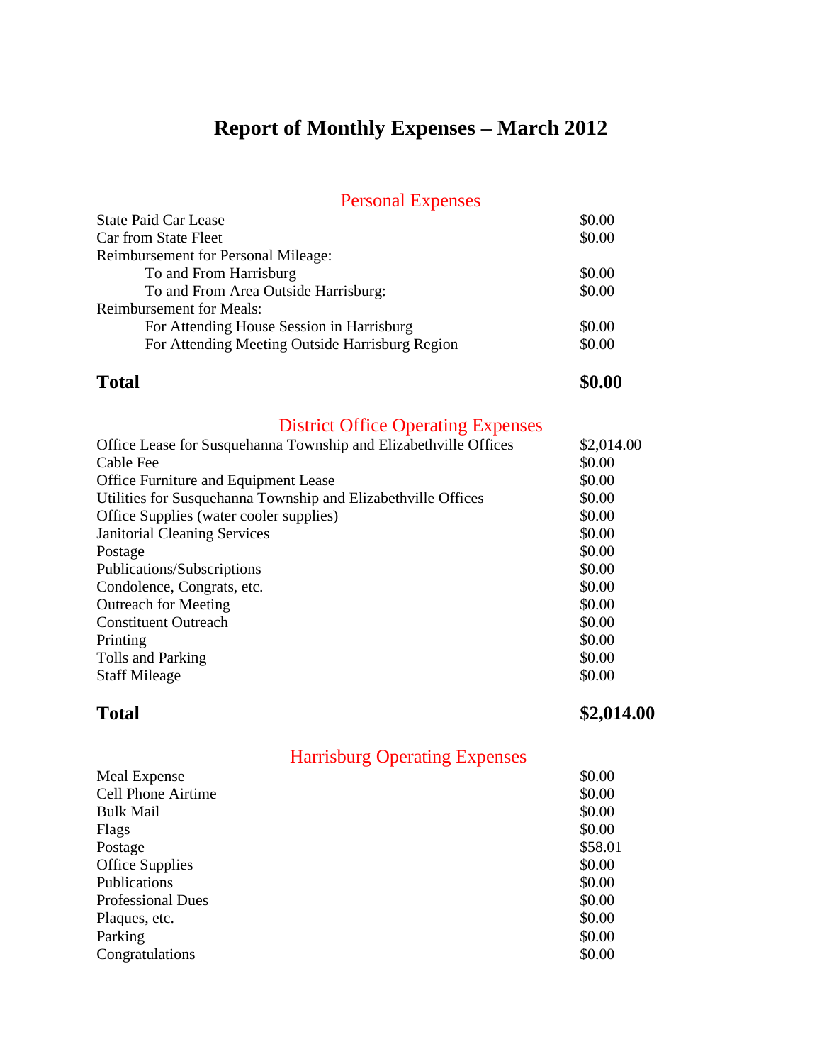# Report of Monthly Expenses – March 2012

## Personal Expenses

| | |
|---|---|
| State Paid Car Lease | $0.00 |
| Car from State Fleet | $0.00 |
| Reimbursement for Personal Mileage: | |
| To and From Harrisburg | $0.00 |
| To and From Area Outside Harrisburg: | $0.00 |
| Reimbursement for Meals: | |
| For Attending House Session in Harrisburg | $0.00 |
| For Attending Meeting Outside Harrisburg Region | $0.00 |
| **Total** | **$0.00** |

## District Office Operating Expenses

| | |
|---|---|
| Office Lease for Susquehanna Township and Elizabethville Offices | $2,014.00 |
| Cable Fee | $0.00 |
| Office Furniture and Equipment Lease | $0.00 |
| Utilities for Susquehanna Township and Elizabethville Offices | $0.00 |
| Office Supplies (water cooler supplies) | $0.00 |
| Janitorial Cleaning Services | $0.00 |
| Postage | $0.00 |
| Publications/Subscriptions | $0.00 |
| Condolence, Congrats, etc. | $0.00 |
| Outreach for Meeting | $0.00 |
| Constituent Outreach | $0.00 |
| Printing | $0.00 |
| Tolls and Parking | $0.00 |
| Staff Mileage | $0.00 |
| **Total** | **$2,014.00** |

## Harrisburg Operating Expenses

| | |
|---|---|
| Meal Expense | $0.00 |
| Cell Phone Airtime | $0.00 |
| Bulk Mail | $0.00 |
| Flags | $0.00 |
| Postage | $58.01 |
| Office Supplies | $0.00 |
| Publications | $0.00 |
| Professional Dues | $0.00 |
| Plaques, etc. | $0.00 |
| Parking | $0.00 |
| Congratulations | $0.00 |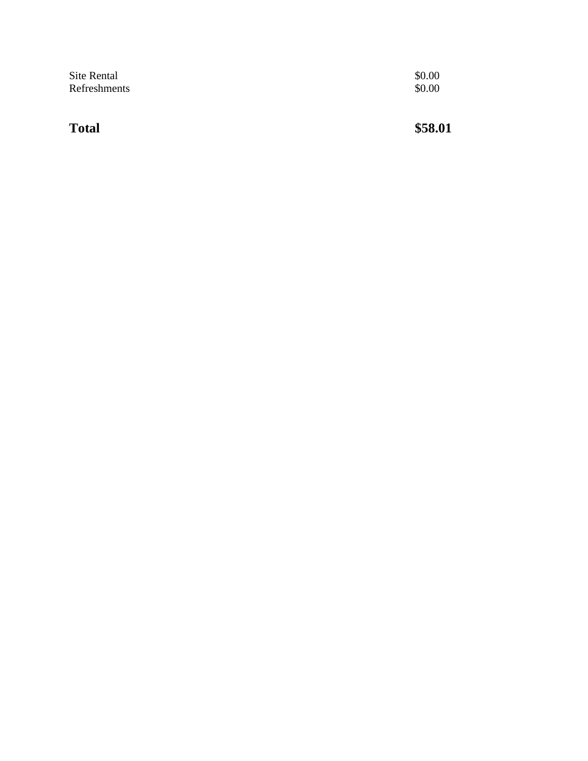| | |
|---|---|
| Site Rental | $0.00 |
| Refreshments | $0.00 |
| | |
| **Total** | **$58.01** |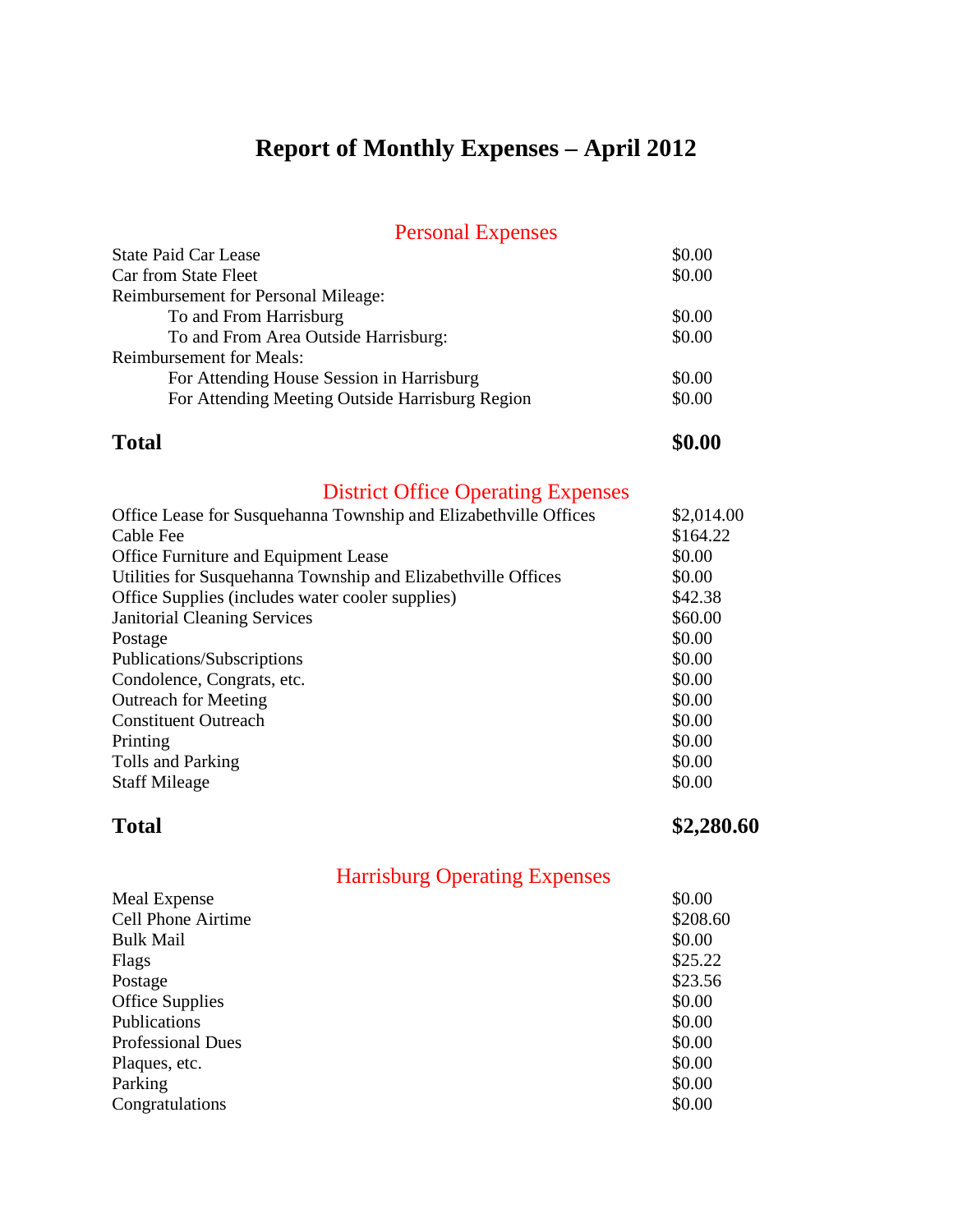# Report of Monthly Expenses – April 2012

## Personal Expenses

| | |
|---|---|
| State Paid Car Lease | $0.00 |
| Car from State Fleet | $0.00 |
| Reimbursement for Personal Mileage: | |
| To and From Harrisburg | $0.00 |
| To and From Area Outside Harrisburg: | $0.00 |
| Reimbursement for Meals: | |
| For Attending House Session in Harrisburg | $0.00 |
| For Attending Meeting Outside Harrisburg Region | $0.00 |
| **Total** | **$0.00** |

## District Office Operating Expenses

| | |
|---|---|
| Office Lease for Susquehanna Township and Elizabethville Offices | $2,014.00 |
| Cable Fee | $164.22 |
| Office Furniture and Equipment Lease | $0.00 |
| Utilities for Susquehanna Township and Elizabethville Offices | $0.00 |
| Office Supplies (includes water cooler supplies) | $42.38 |
| Janitorial Cleaning Services | $60.00 |
| Postage | $0.00 |
| Publications/Subscriptions | $0.00 |
| Condolence, Congrats, etc. | $0.00 |
| Outreach for Meeting | $0.00 |
| Constituent Outreach | $0.00 |
| Printing | $0.00 |
| Tolls and Parking | $0.00 |
| Staff Mileage | $0.00 |
| **Total** | **$2,280.60** |

## Harrisburg Operating Expenses

| | |
|---|---|
| Meal Expense | $0.00 |
| Cell Phone Airtime | $208.60 |
| Bulk Mail | $0.00 |
| Flags | $25.22 |
| Postage | $23.56 |
| Office Supplies | $0.00 |
| Publications | $0.00 |
| Professional Dues | $0.00 |
| Plaques, etc. | $0.00 |
| Parking | $0.00 |
| Congratulations | $0.00 |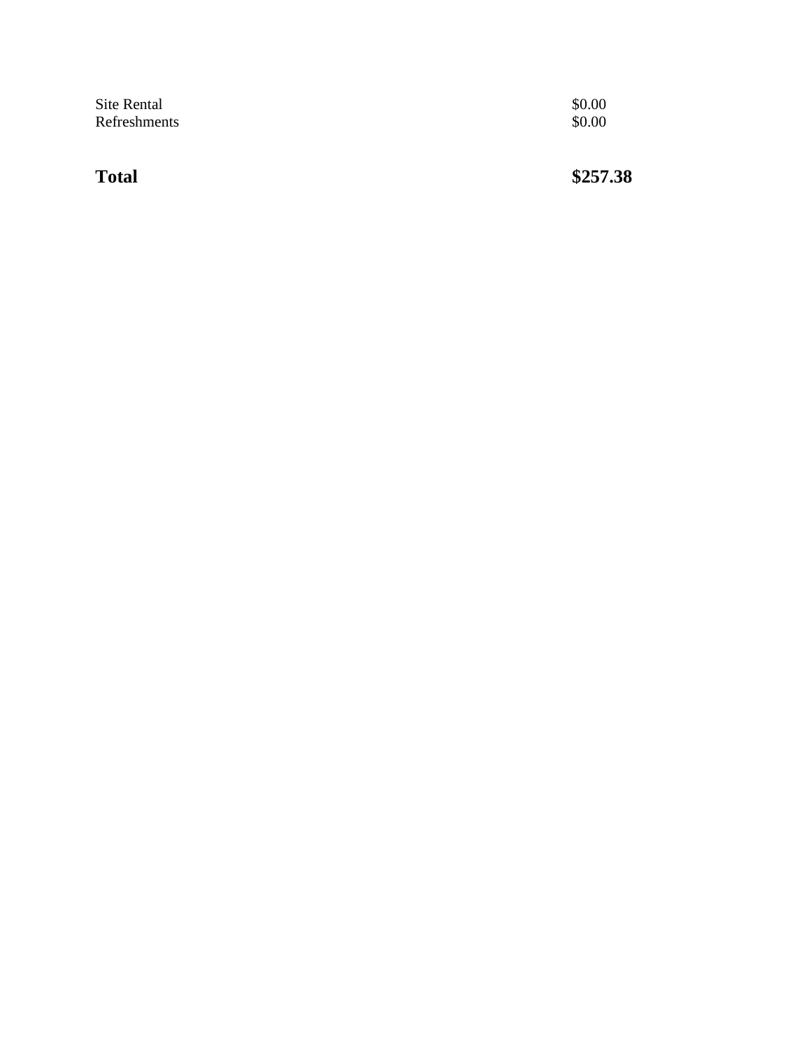| | |
|---|---|
| Site Rental | $0.00 |
| Refreshments | $0.00 |
| | |
| **Total** | **$257.38** |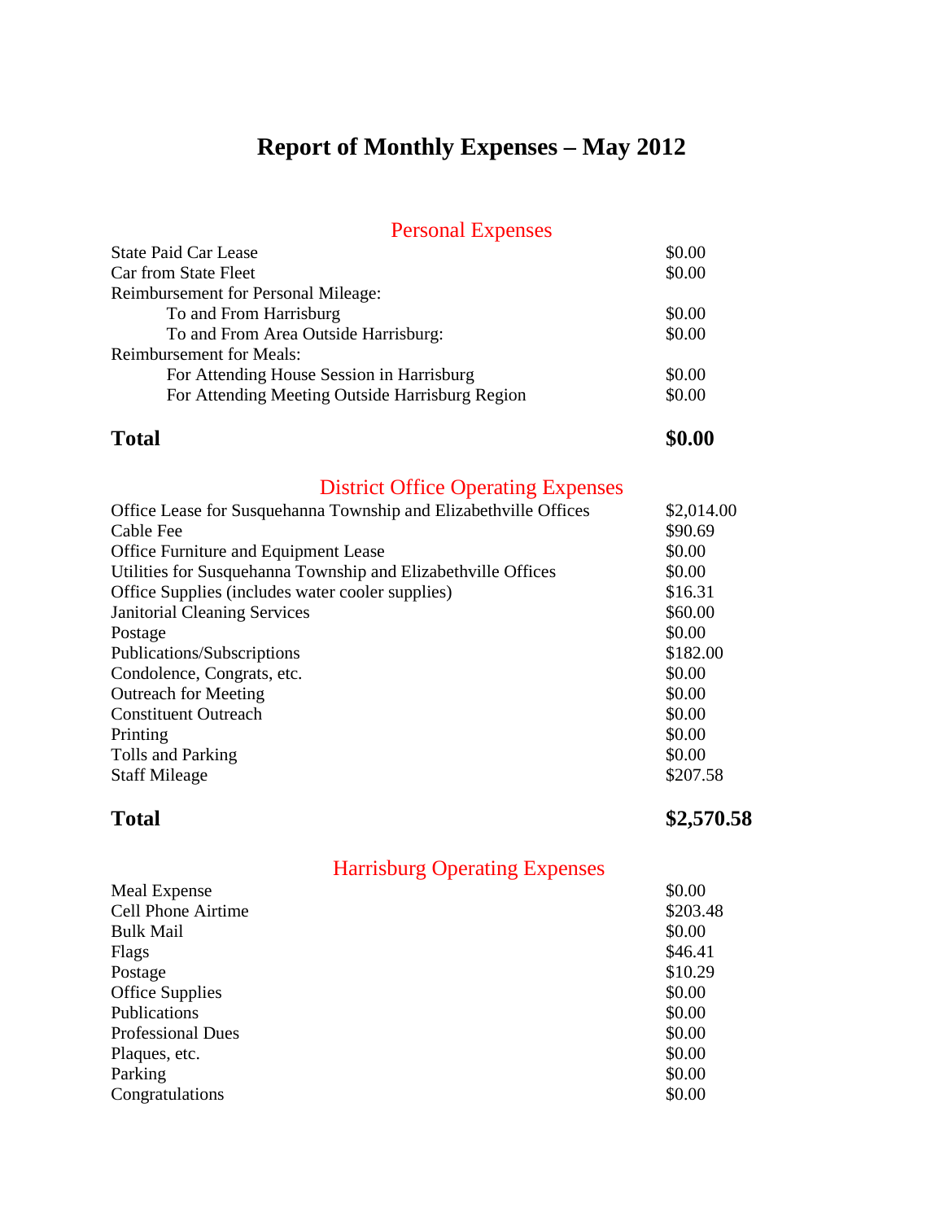# Report of Monthly Expenses – May 2012

## Personal Expenses

| | |
|---|---|
| State Paid Car Lease | $0.00 |
| Car from State Fleet | $0.00 |
| Reimbursement for Personal Mileage: | |
| To and From Harrisburg | $0.00 |
| To and From Area Outside Harrisburg: | $0.00 |
| Reimbursement for Meals: | |
| For Attending House Session in Harrisburg | $0.00 |
| For Attending Meeting Outside Harrisburg Region | $0.00 |
| **Total** | **$0.00** |

## District Office Operating Expenses

| | |
|---|---|
| Office Lease for Susquehanna Township and Elizabethville Offices | $2,014.00 |
| Cable Fee | $90.69 |
| Office Furniture and Equipment Lease | $0.00 |
| Utilities for Susquehanna Township and Elizabethville Offices | $0.00 |
| Office Supplies (includes water cooler supplies) | $16.31 |
| Janitorial Cleaning Services | $60.00 |
| Postage | $0.00 |
| Publications/Subscriptions | $182.00 |
| Condolence, Congrats, etc. | $0.00 |
| Outreach for Meeting | $0.00 |
| Constituent Outreach | $0.00 |
| Printing | $0.00 |
| Tolls and Parking | $0.00 |
| Staff Mileage | $207.58 |
| **Total** | **$2,570.58** |

## Harrisburg Operating Expenses

| | |
|---|---|
| Meal Expense | $0.00 |
| Cell Phone Airtime | $203.48 |
| Bulk Mail | $0.00 |
| Flags | $46.41 |
| Postage | $10.29 |
| Office Supplies | $0.00 |
| Publications | $0.00 |
| Professional Dues | $0.00 |
| Plaques, etc. | $0.00 |
| Parking | $0.00 |
| Congratulations | $0.00 |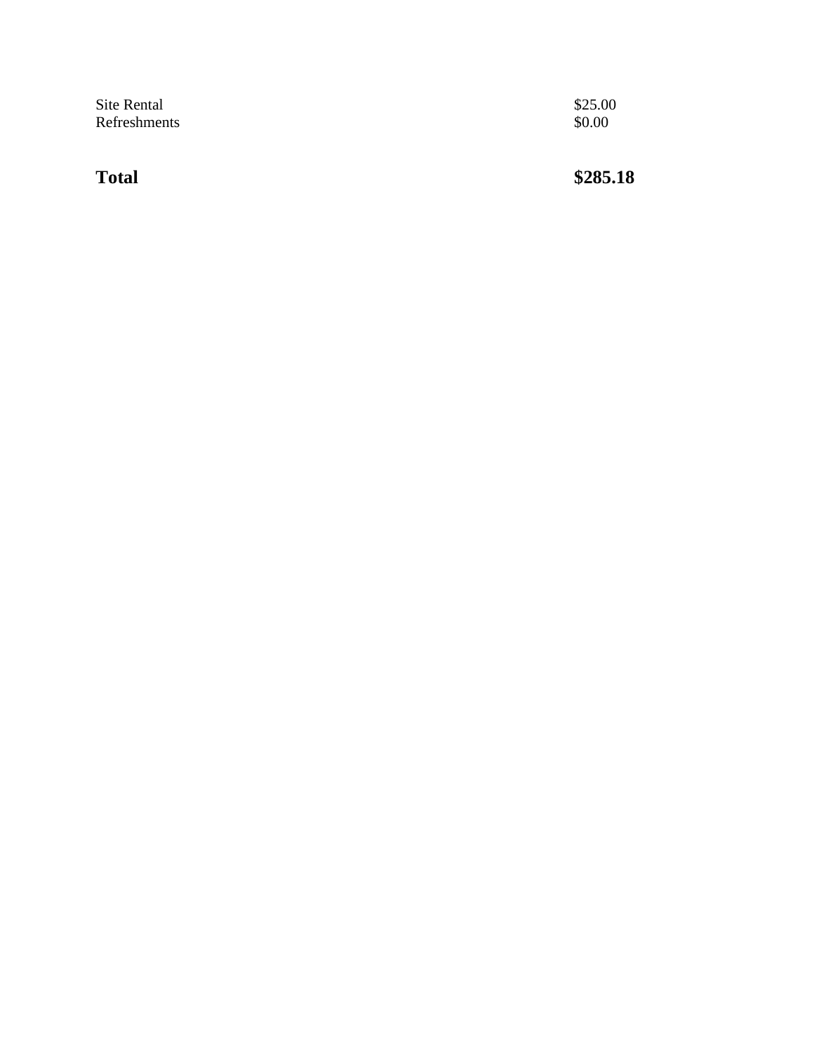| | |
|---|---|
| Site Rental | $25.00 |
| Refreshments | $0.00 |
| | |
| **Total** | **$285.18** |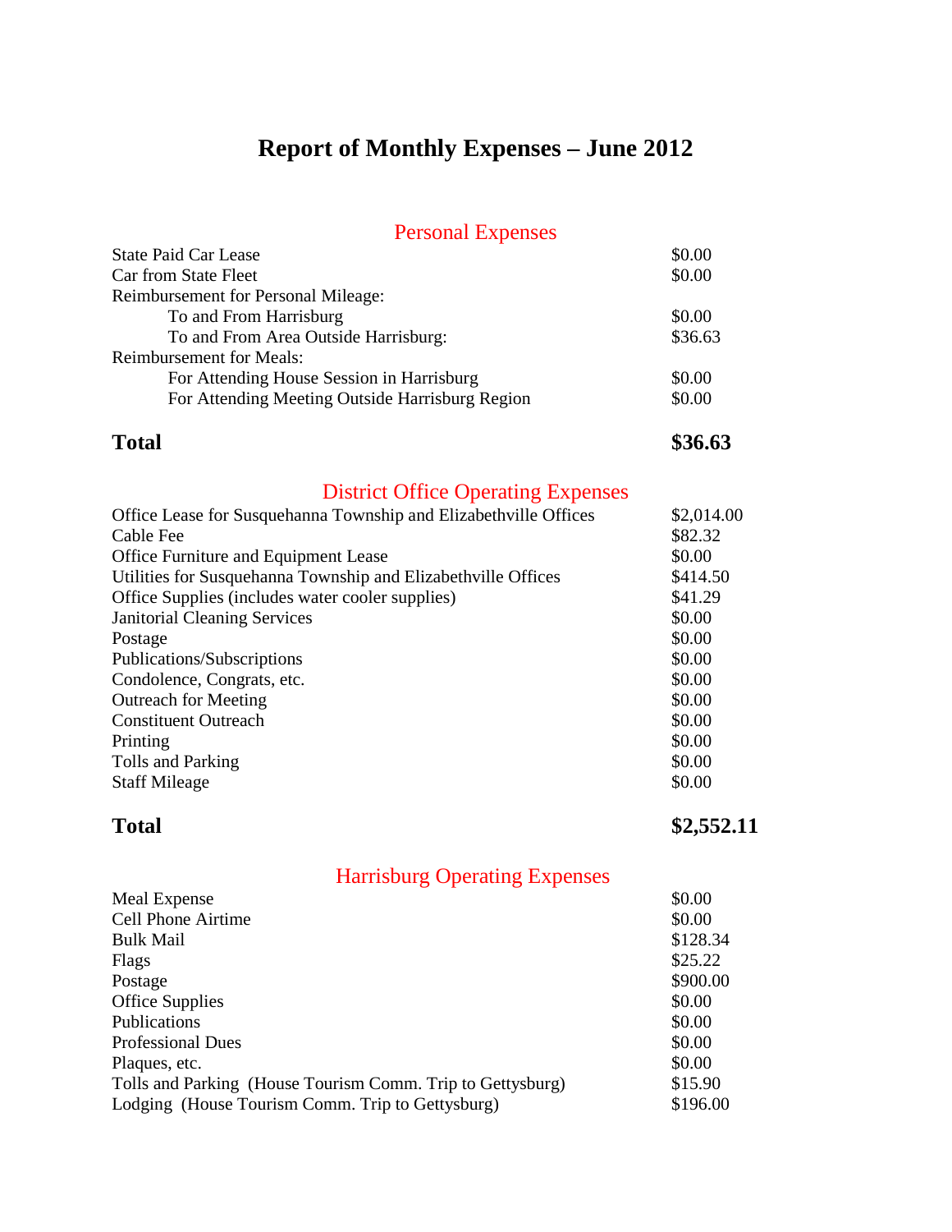# Report of Monthly Expenses – June 2012

## Personal Expenses

| | |
|---|---|
| State Paid Car Lease | $0.00 |
| Car from State Fleet | $0.00 |
| Reimbursement for Personal Mileage: | |
| To and From Harrisburg | $0.00 |
| To and From Area Outside Harrisburg: | $36.63 |
| Reimbursement for Meals: | |
| For Attending House Session in Harrisburg | $0.00 |
| For Attending Meeting Outside Harrisburg Region | $0.00 |
| **Total** | **$36.63** |

## District Office Operating Expenses

| | |
|---|---|
| Office Lease for Susquehanna Township and Elizabethville Offices | $2,014.00 |
| Cable Fee | $82.32 |
| Office Furniture and Equipment Lease | $0.00 |
| Utilities for Susquehanna Township and Elizabethville Offices | $414.50 |
| Office Supplies (includes water cooler supplies) | $41.29 |
| Janitorial Cleaning Services | $0.00 |
| Postage | $0.00 |
| Publications/Subscriptions | $0.00 |
| Condolence, Congrats, etc. | $0.00 |
| Outreach for Meeting | $0.00 |
| Constituent Outreach | $0.00 |
| Printing | $0.00 |
| Tolls and Parking | $0.00 |
| Staff Mileage | $0.00 |
| **Total** | **$2,552.11** |

## Harrisburg Operating Expenses

| | |
|---|---|
| Meal Expense | $0.00 |
| Cell Phone Airtime | $0.00 |
| Bulk Mail | $128.34 |
| Flags | $25.22 |
| Postage | $900.00 |
| Office Supplies | $0.00 |
| Publications | $0.00 |
| Professional Dues | $0.00 |
| Plaques, etc. | $0.00 |
| Tolls and Parking (House Tourism Comm. Trip to Gettysburg) | $15.90 |
| Lodging (House Tourism Comm. Trip to Gettysburg) | $196.00 |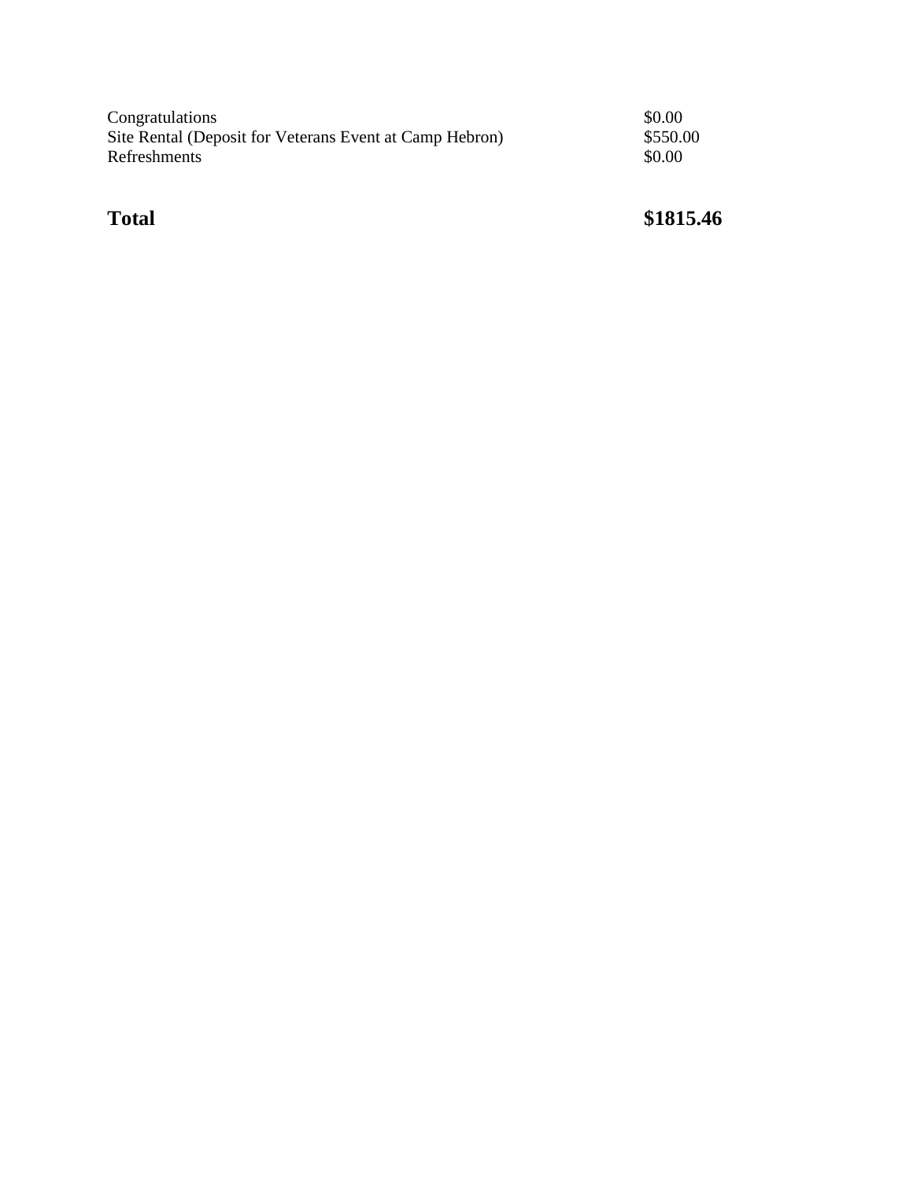| | |
|---|---|
| Congratulations | $0.00 |
| Site Rental (Deposit for Veterans Event at Camp Hebron) | $550.00 |
| Refreshments | $0.00 |
| **Total** | **$1815.46** |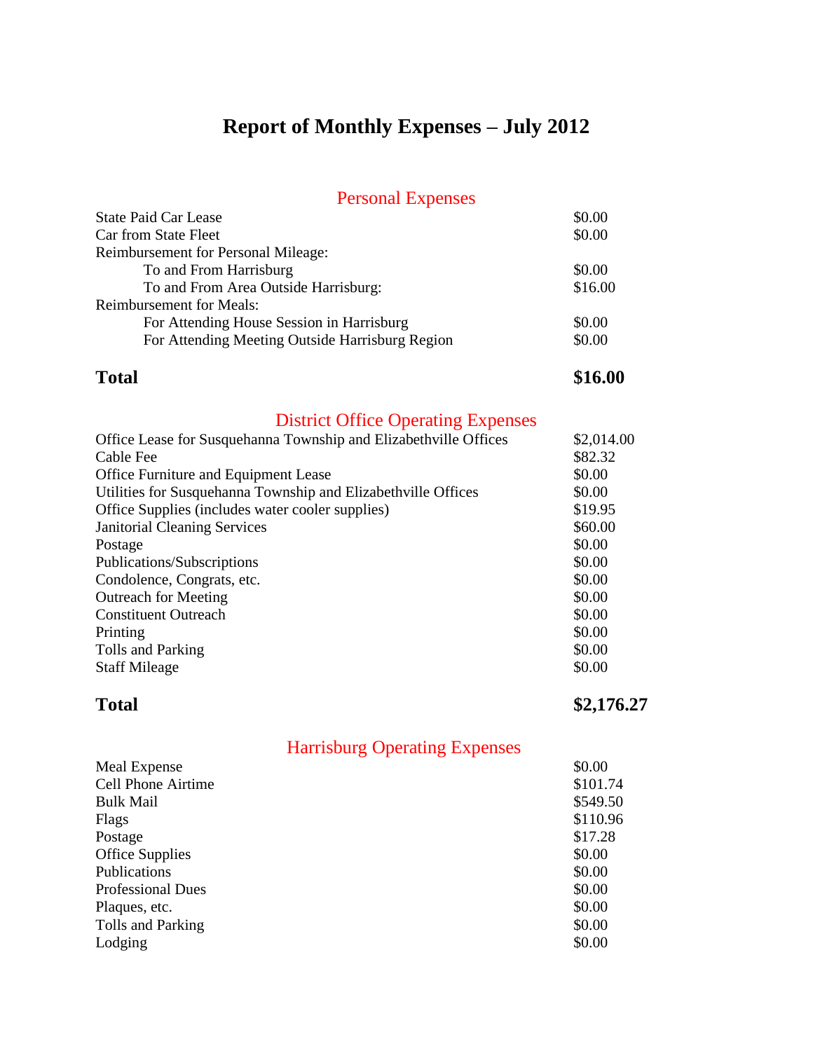# Report of Monthly Expenses – July 2012

## Personal Expenses

| | |
|---|---|
| State Paid Car Lease | $0.00 |
| Car from State Fleet | $0.00 |
| Reimbursement for Personal Mileage: | |
| To and From Harrisburg | $0.00 |
| To and From Area Outside Harrisburg: | $16.00 |
| Reimbursement for Meals: | |
| For Attending House Session in Harrisburg | $0.00 |
| For Attending Meeting Outside Harrisburg Region | $0.00 |
| **Total** | **$16.00** |

## District Office Operating Expenses

| | |
|---|---|
| Office Lease for Susquehanna Township and Elizabethville Offices | $2,014.00 |
| Cable Fee | $82.32 |
| Office Furniture and Equipment Lease | $0.00 |
| Utilities for Susquehanna Township and Elizabethville Offices | $0.00 |
| Office Supplies (includes water cooler supplies) | $19.95 |
| Janitorial Cleaning Services | $60.00 |
| Postage | $0.00 |
| Publications/Subscriptions | $0.00 |
| Condolence, Congrats, etc. | $0.00 |
| Outreach for Meeting | $0.00 |
| Constituent Outreach | $0.00 |
| Printing | $0.00 |
| Tolls and Parking | $0.00 |
| Staff Mileage | $0.00 |
| **Total** | **$2,176.27** |

## Harrisburg Operating Expenses

| | |
|---|---|
| Meal Expense | $0.00 |
| Cell Phone Airtime | $101.74 |
| Bulk Mail | $549.50 |
| Flags | $110.96 |
| Postage | $17.28 |
| Office Supplies | $0.00 |
| Publications | $0.00 |
| Professional Dues | $0.00 |
| Plaques, etc. | $0.00 |
| Tolls and Parking | $0.00 |
| Lodging | $0.00 |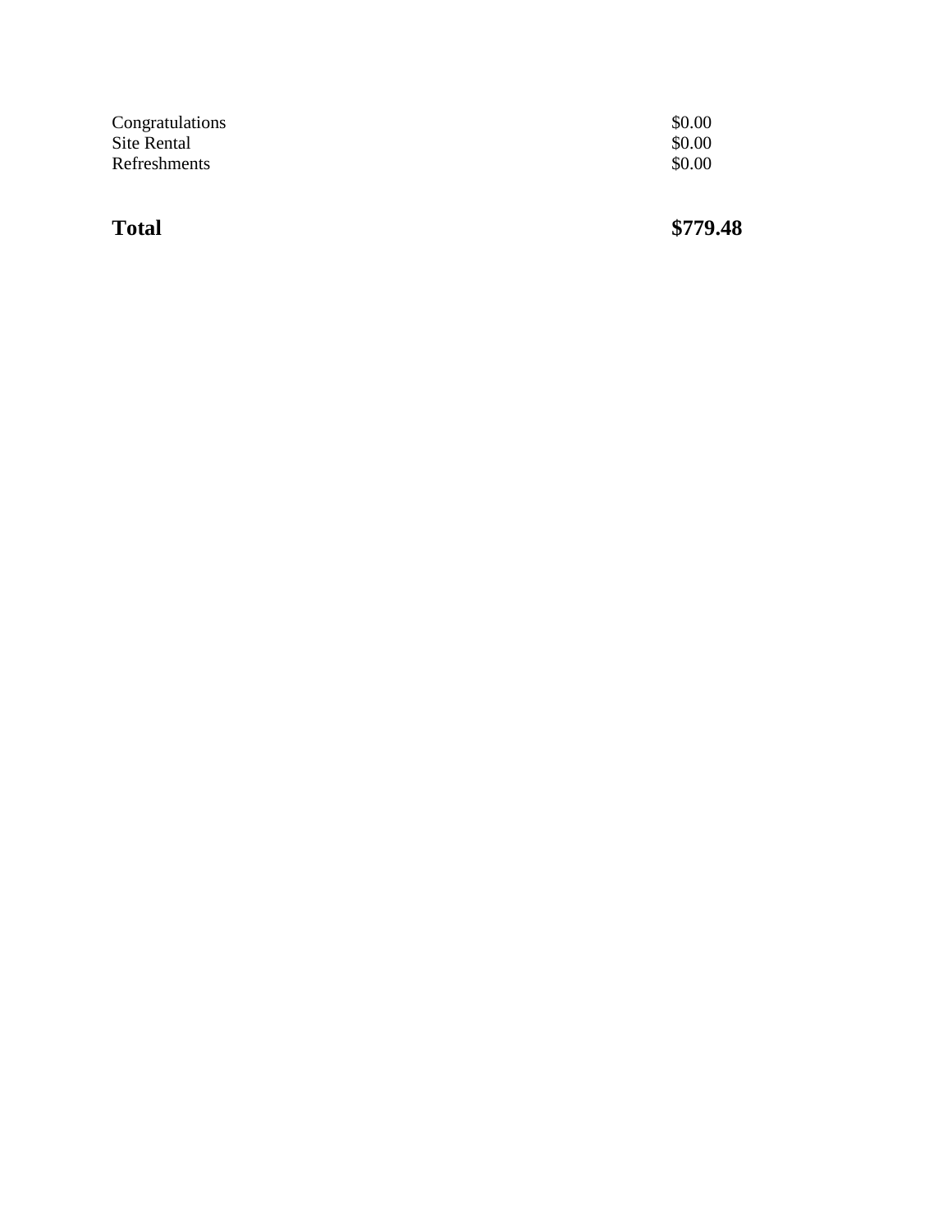| | |
|---|---|
| Congratulations | $0.00 |
| Site Rental | $0.00 |
| Refreshments | $0.00 |
| **Total** | **$779.48** |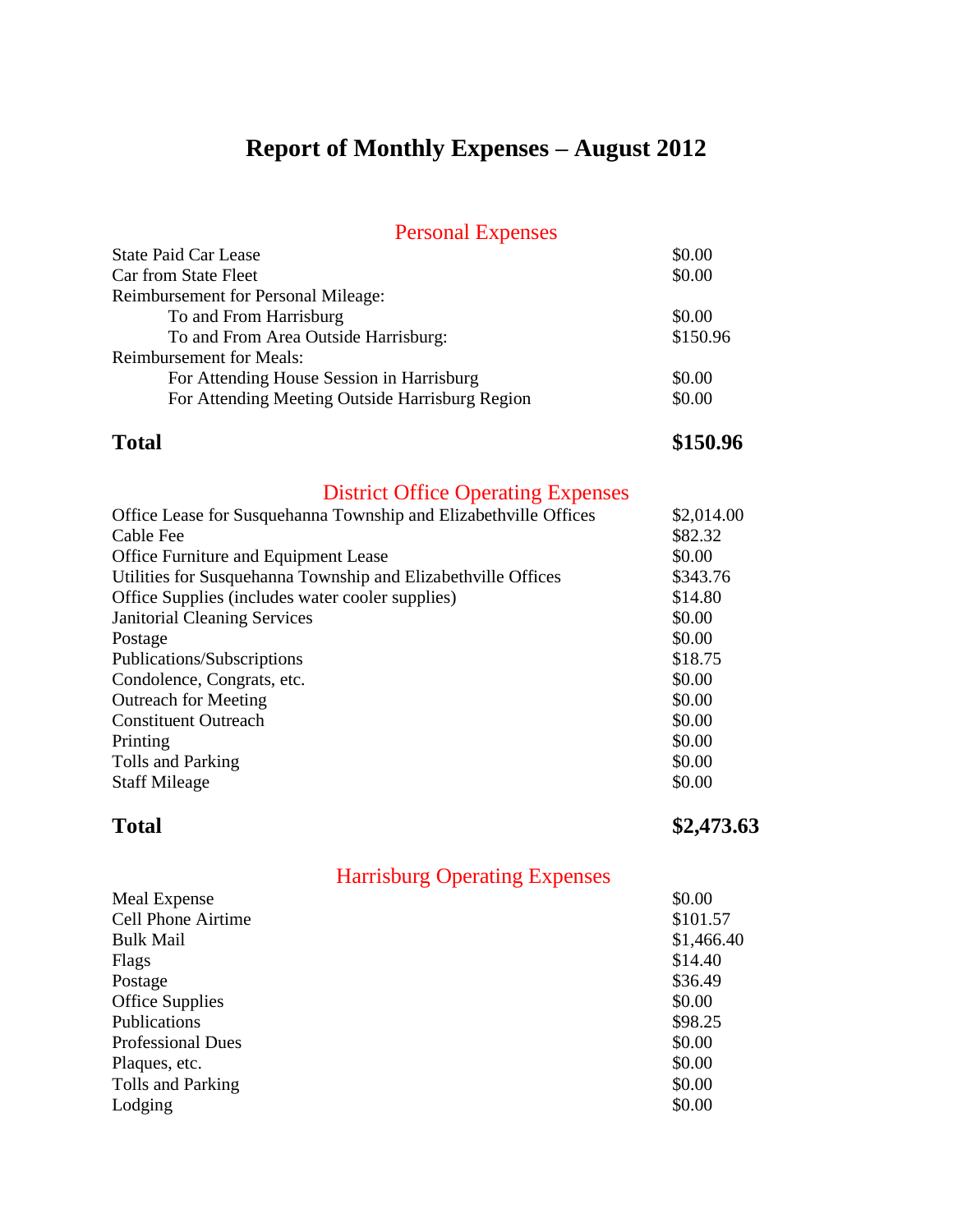# Report of Monthly Expenses – August 2012

## Personal Expenses

| | |
|---|---|
| State Paid Car Lease | $0.00 |
| Car from State Fleet | $0.00 |
| Reimbursement for Personal Mileage: | |
| To and From Harrisburg | $0.00 |
| To and From Area Outside Harrisburg: | $150.96 |
| Reimbursement for Meals: | |
| For Attending House Session in Harrisburg | $0.00 |
| For Attending Meeting Outside Harrisburg Region | $0.00 |
| **Total** | **$150.96** |

## District Office Operating Expenses

| | |
|---|---|
| Office Lease for Susquehanna Township and Elizabethville Offices | $2,014.00 |
| Cable Fee | $82.32 |
| Office Furniture and Equipment Lease | $0.00 |
| Utilities for Susquehanna Township and Elizabethville Offices | $343.76 |
| Office Supplies (includes water cooler supplies) | $14.80 |
| Janitorial Cleaning Services | $0.00 |
| Postage | $0.00 |
| Publications/Subscriptions | $18.75 |
| Condolence, Congrats, etc. | $0.00 |
| Outreach for Meeting | $0.00 |
| Constituent Outreach | $0.00 |
| Printing | $0.00 |
| Tolls and Parking | $0.00 |
| Staff Mileage | $0.00 |
| **Total** | **$2,473.63** |

## Harrisburg Operating Expenses

| | |
|---|---|
| Meal Expense | $0.00 |
| Cell Phone Airtime | $101.57 |
| Bulk Mail | $1,466.40 |
| Flags | $14.40 |
| Postage | $36.49 |
| Office Supplies | $0.00 |
| Publications | $98.25 |
| Professional Dues | $0.00 |
| Plaques, etc. | $0.00 |
| Tolls and Parking | $0.00 |
| Lodging | $0.00 |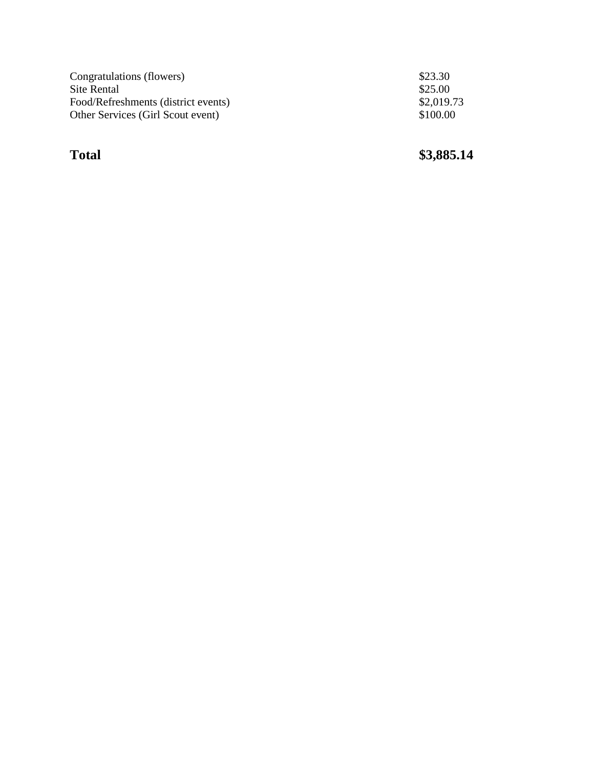| | |
|---|---|
| Congratulations (flowers) | $23.30 |
| Site Rental | $25.00 |
| Food/Refreshments (district events) | $2,019.73 |
| Other Services (Girl Scout event) | $100.00 |
| | |
| **Total** | **$3,885.14** |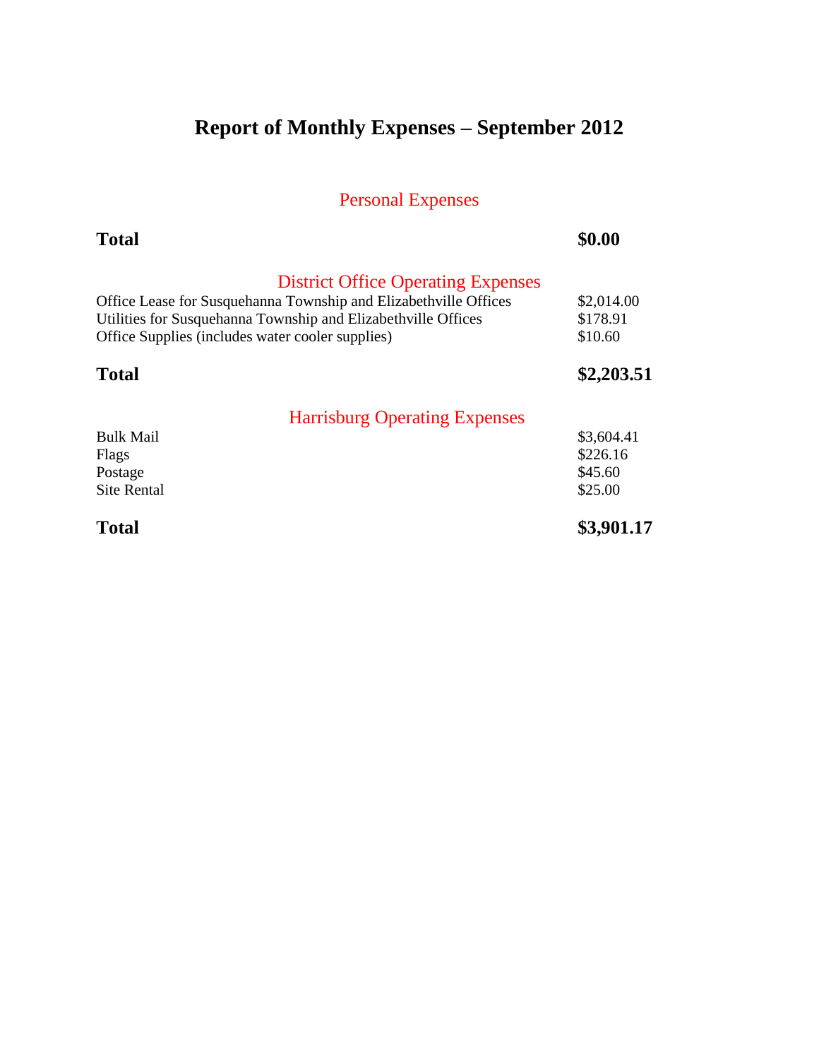# Report of Monthly Expenses – September 2012

## Personal Expenses

| | |
|---|---|
| **Total** | **$0.00** |

## District Office Operating Expenses

| | |
|---|---|
| Office Lease for Susquehanna Township and Elizabethville Offices | $2,014.00 |
| Utilities for Susquehanna Township and Elizabethville Offices | $178.91 |
| Office Supplies (includes water cooler supplies) | $10.60 |
| **Total** | **$2,203.51** |

## Harrisburg Operating Expenses

| | |
|---|---|
| Bulk Mail | $3,604.41 |
| Flags | $226.16 |
| Postage | $45.60 |
| Site Rental | $25.00 |
| **Total** | **$3,901.17** |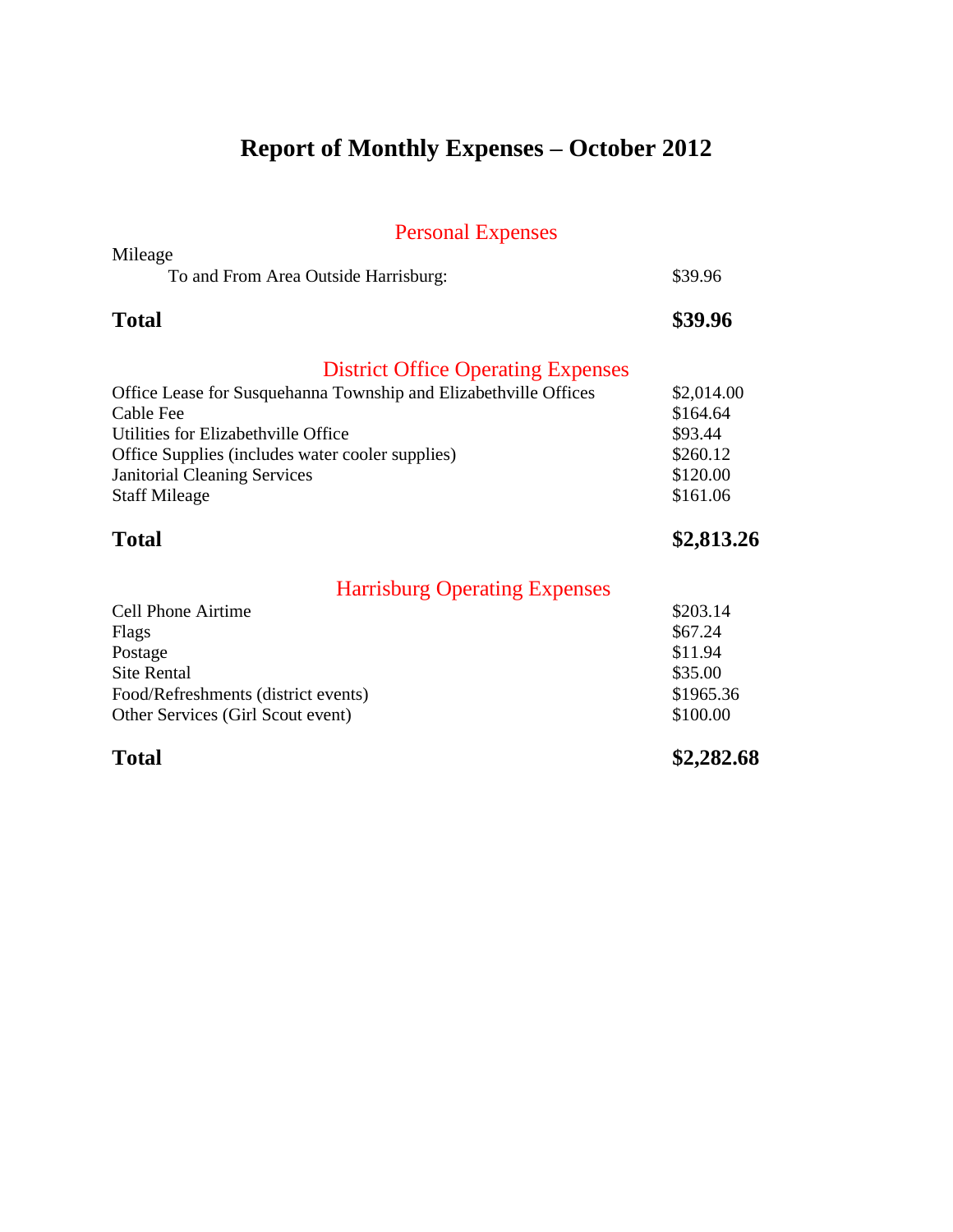# Report of Monthly Expenses – October 2012

## Personal Expenses

Mileage

| | |
|---|---|
| To and From Area Outside Harrisburg: | $39.96 |
| **Total** | **$39.96** |

## District Office Operating Expenses

| | |
|---|---|
| Office Lease for Susquehanna Township and Elizabethville Offices | $2,014.00 |
| Cable Fee | $164.64 |
| Utilities for Elizabethville Office | $93.44 |
| Office Supplies (includes water cooler supplies) | $260.12 |
| Janitorial Cleaning Services | $120.00 |
| Staff Mileage | $161.06 |
| **Total** | **$2,813.26** |

## Harrisburg Operating Expenses

| | |
|---|---|
| Cell Phone Airtime | $203.14 |
| Flags | $67.24 |
| Postage | $11.94 |
| Site Rental | $35.00 |
| Food/Refreshments (district events) | $1965.36 |
| Other Services (Girl Scout event) | $100.00 |
| **Total** | **$2,282.68** |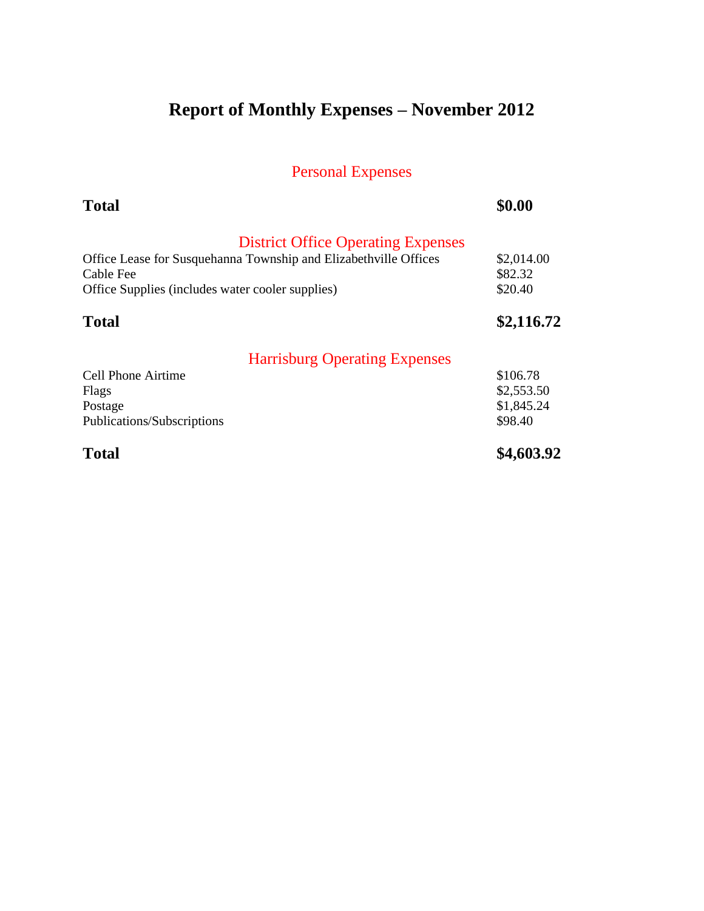# Report of Monthly Expenses – November 2012

## Personal Expenses

| | |
|---|---|
| **Total** | **$0.00** |

## District Office Operating Expenses

| | |
|---|---|
| Office Lease for Susquehanna Township and Elizabethville Offices | $2,014.00 |
| Cable Fee | $82.32 |
| Office Supplies (includes water cooler supplies) | $20.40 |
| **Total** | **$2,116.72** |

## Harrisburg Operating Expenses

| | |
|---|---|
| Cell Phone Airtime | $106.78 |
| Flags | $2,553.50 |
| Postage | $1,845.24 |
| Publications/Subscriptions | $98.40 |
| **Total** | **$4,603.92** |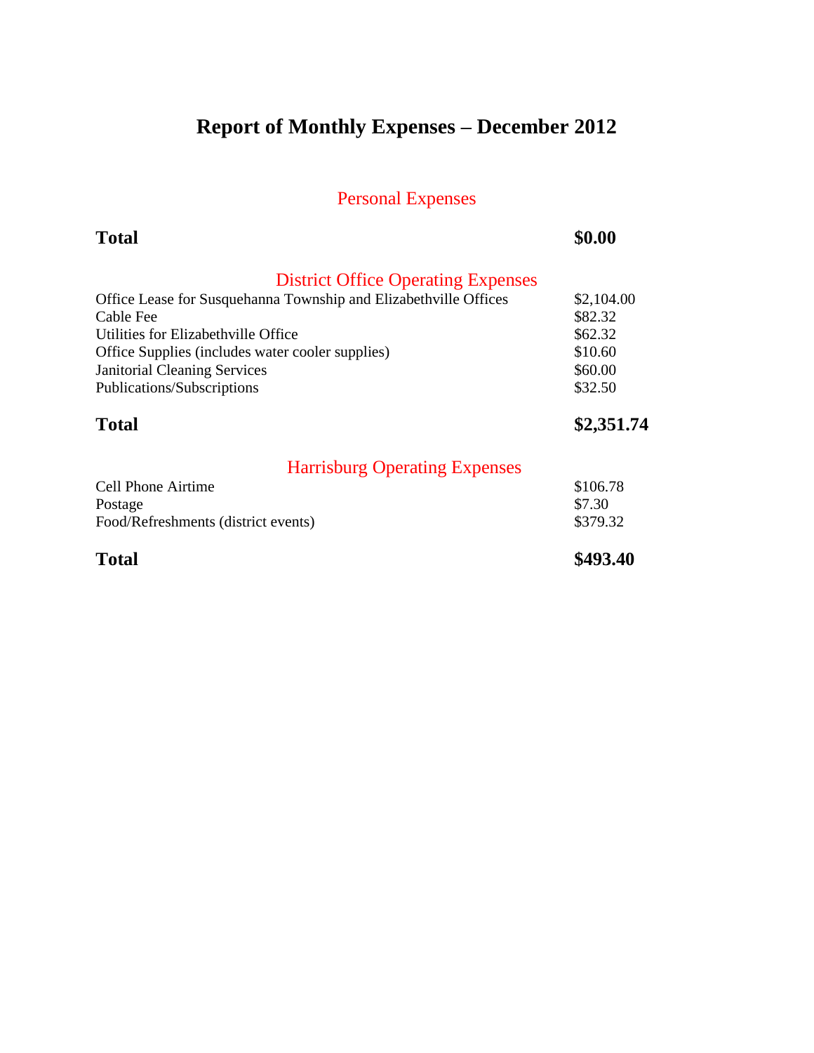# Report of Monthly Expenses – December 2012

## Personal Expenses

| | |
|---|---|
| **Total** | **$0.00** |

## District Office Operating Expenses

| | |
|---|---|
| Office Lease for Susquehanna Township and Elizabethville Offices | $2,104.00 |
| Cable Fee | $82.32 |
| Utilities for Elizabethville Office | $62.32 |
| Office Supplies (includes water cooler supplies) | $10.60 |
| Janitorial Cleaning Services | $60.00 |
| Publications/Subscriptions | $32.50 |
| **Total** | **$2,351.74** |

## Harrisburg Operating Expenses

| | |
|---|---|
| Cell Phone Airtime | $106.78 |
| Postage | $7.30 |
| Food/Refreshments (district events) | $379.32 |
| **Total** | **$493.40** |